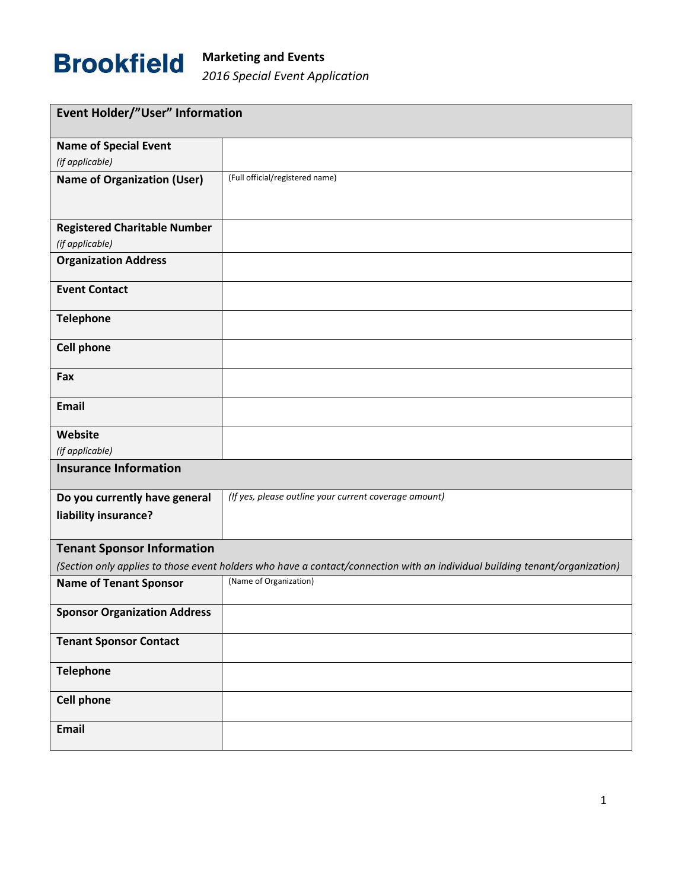**Brookfield** **Marketing and Events**

*2016 Special Event Application*

| **Event Holder/"User" Information** | |
|---|---|
| **Name of Special Event** *(if applicable)* | |
| **Name of Organization (User)** | (Full official/registered name) |
| **Registered Charitable Number** *(if applicable)* | |
| **Organization Address** | |
| **Event Contact** | |
| **Telephone** | |
| **Cell phone** | |
| **Fax** | |
| **Email** | |
| **Website** *(if applicable)* | |
| **Insurance Information** | |
| **Do you currently have general liability insurance?** | *(If yes, please outline your current coverage amount)* |
| **Tenant Sponsor Information** *(Section only applies to those event holders who have a contact/connection with an individual building tenant/organization)* | |
| **Name of Tenant Sponsor** | (Name of Organization) |
| **Sponsor Organization Address** | |
| **Tenant Sponsor Contact** | |
| **Telephone** | |
| **Cell phone** | |
| **Email** | |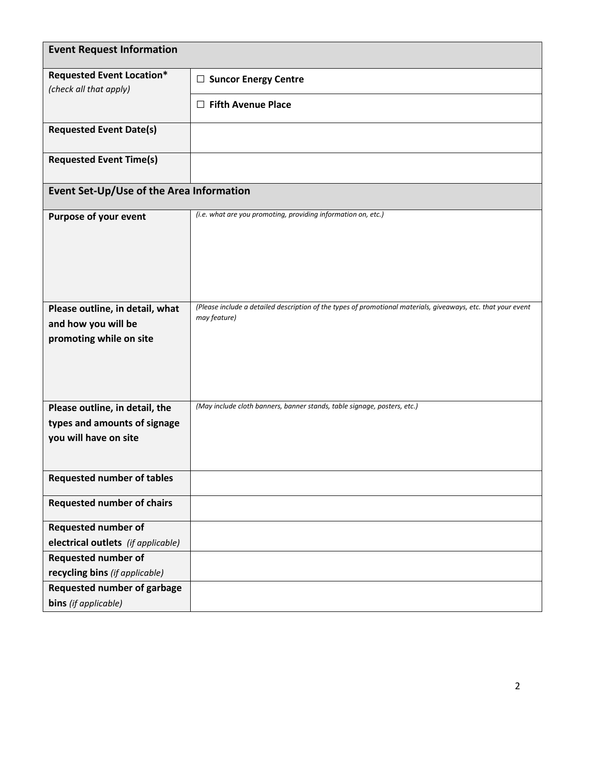| **Event Request Information** | |
|---|---|
| **Requested Event Location*** *(check all that apply)* | ☐ **Suncor Energy Centre** |
| | ☐ **Fifth Avenue Place** |
| **Requested Event Date(s)** | |
| **Requested Event Time(s)** | |
| **Event Set-Up/Use of the Area Information** | |
| **Purpose of your event** | *(i.e. what are you promoting, providing information on, etc.)* |
| **Please outline, in detail, what and how you will be promoting while on site** | *(Please include a detailed description of the types of promotional materials, giveaways, etc. that your event may feature)* |
| **Please outline, in detail, the types and amounts of signage you will have on site** | *(May include cloth banners, banner stands, table signage, posters, etc.)* |
| **Requested number of tables** | |
| **Requested number of chairs** | |
| **Requested number of electrical outlets** *(if applicable)* | |
| **Requested number of recycling bins** *(if applicable)* | |
| **Requested number of garbage bins** *(if applicable)* | |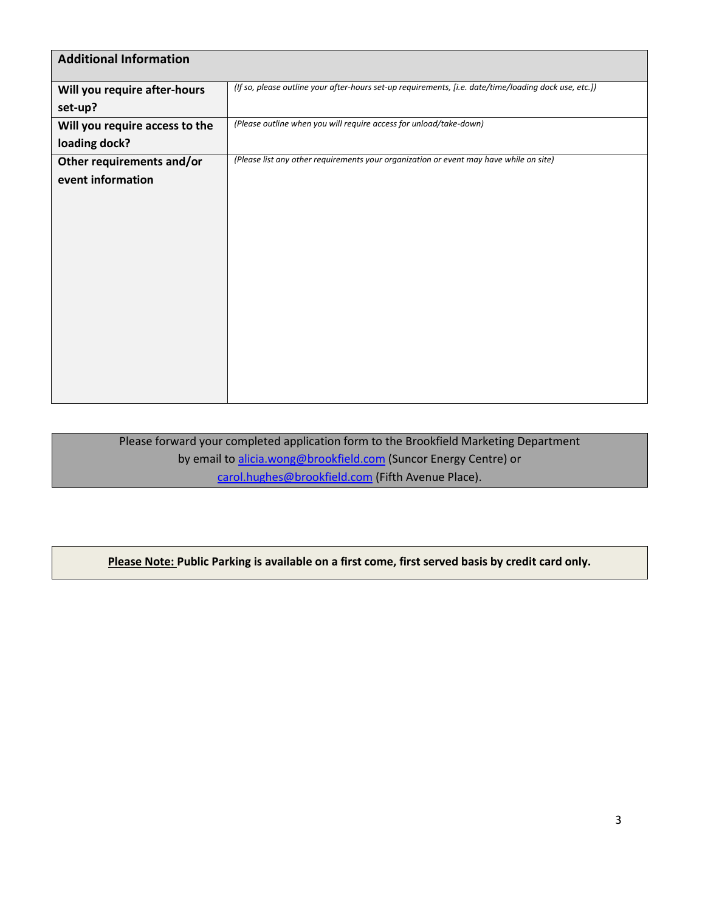| Additional Information | |
|---|---|
| **Will you require after-hours set-up?** | *(If so, please outline your after-hours set-up requirements, [i.e. date/time/loading dock use, etc.])* |
| **Will you require access to the loading dock?** | *(Please outline when you will require access for unload/take-down)* |
| **Other requirements and/or event information** | *(Please list any other requirements your organization or event may have while on site)* |

Please forward your completed application form to the Brookfield Marketing Department by email to alicia.wong@brookfield.com (Suncor Energy Centre) or carol.hughes@brookfield.com (Fifth Avenue Place).

**Please Note: Public Parking is available on a first come, first served basis by credit card only.**